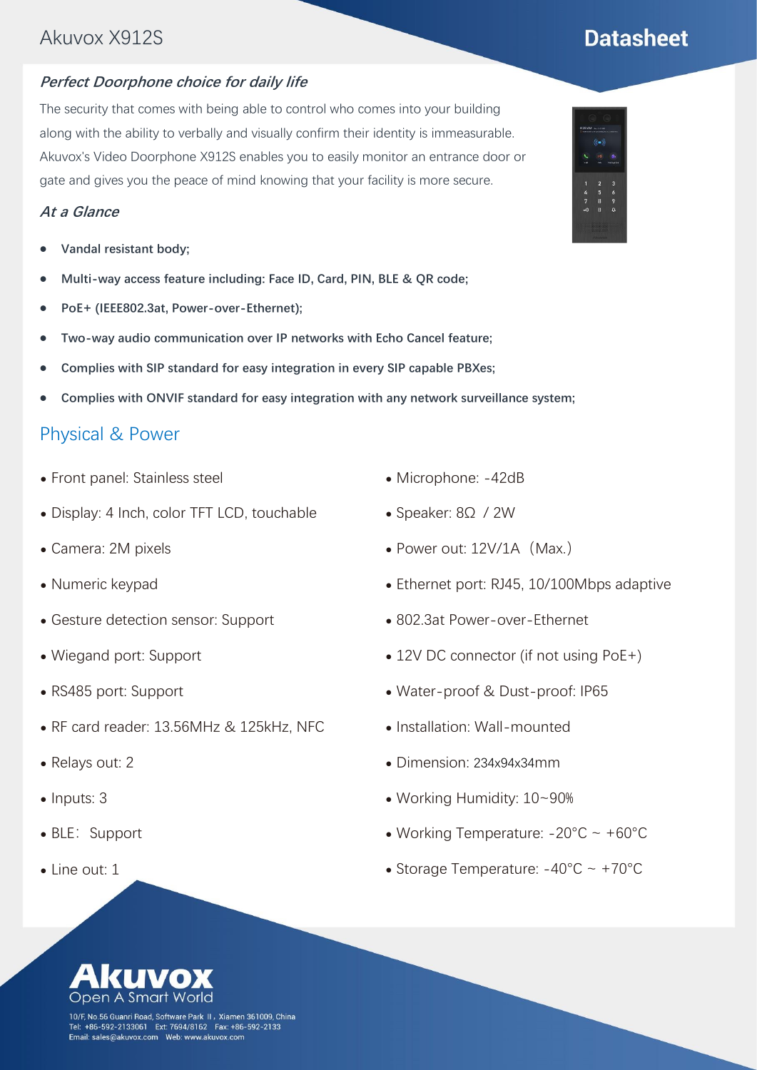Akuvox X912S

# Datasheet

## *Perfect Doorphone choice for daily life*

The security that comes with being able to control who comes into your building along with the ability to verbally and visually confirm their identity is immeasurable. Akuvox's Video Doorphone X912S enables you to easily monitor an entrance door or gate and gives you the peace of mind knowing that your facility is more secure.

## *At a Glance*

- **Vandal resistant body;**
- **Multi-way access feature including: Face ID, Card, PIN, BLE & QR code;**
- **PoE+ (IEEE802.3at, Power-over-Ethernet);**
- **Two-way audio communication over IP networks with Echo Cancel feature;**
- **Complies with SIP standard for easy integration in every SIP capable PBXes;**
- **Complies with ONVIF standard for easy integration with any network surveillance system;**

## Physical & Power

- Front panel: Stainless steel
- Display: 4 Inch, color TFT LCD, touchable
- Camera: 2M pixels
- Numeric keypad
- Gesture detection sensor: Support
- Wiegand port: Support
- RS485 port: Support
- RF card reader: 13.56MHz & 125kHz, NFC
- Relays out: 2
- Inputs: 3
- BLE: Support
- Line out: 1
- Microphone: -42dB
- Speaker: 8Ω / 2W
- Power out: 12V/1A（Max.）
- Ethernet port: RJ45, 10/100Mbps adaptive
- 802.3at Power-over-Ethernet
- 12V DC connector (if not using PoE+)
- Water-proof & Dust-proof: IP65
- Installation: Wall-mounted
- Dimension: 234x94x34mm
- Working Humidity: 10~90%
- Working Temperature: -20°C ~ +60°C
- Storage Temperature: -40°C ~ +70°C

Akuvox
Open A Smart World

10/F, No.56 Guanri Road, Software Park II, Xiamen 361009, China
Tel: +86-592-2133061 Ext: 7694/8162 Fax: +86-592-2133
Email: sales@akuvox.com Web: www.akuvox.com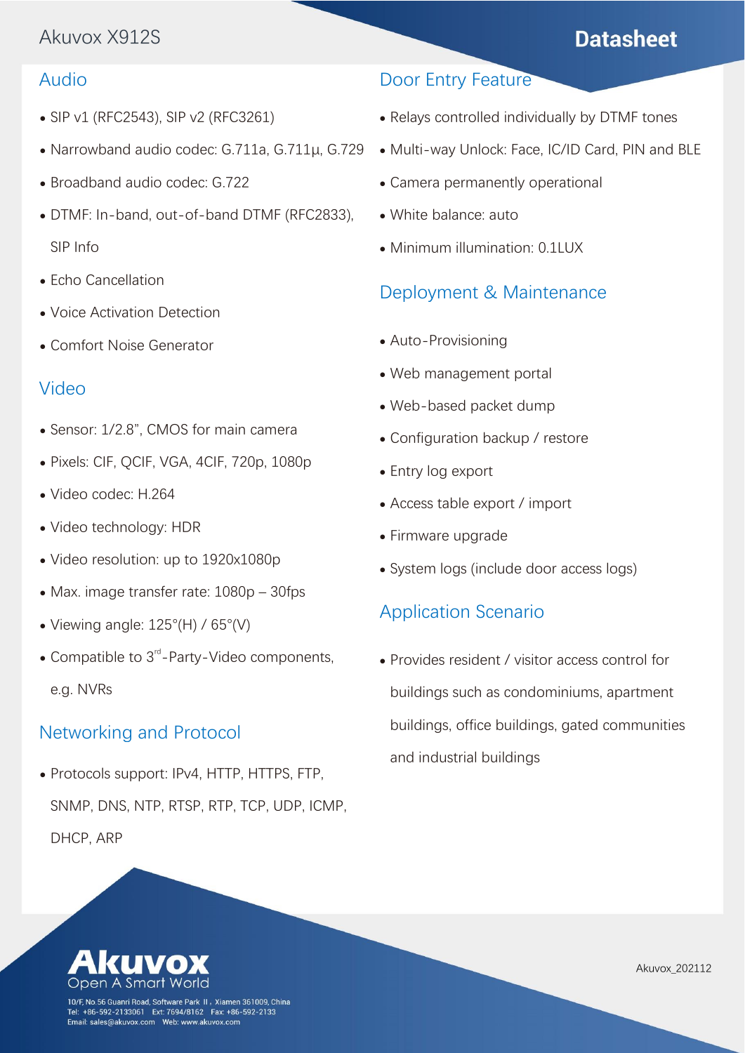## Audio

- SIP v1 (RFC2543), SIP v2 (RFC3261)
- Narrowband audio codec: G.711a, G.711μ, G.729
- Broadband audio codec: G.722
- DTMF: In-band, out-of-band DTMF (RFC2833), SIP Info
- Echo Cancellation
- Voice Activation Detection
- Comfort Noise Generator

## Video

- Sensor: 1/2.8", CMOS for main camera
- Pixels: CIF, QCIF, VGA, 4CIF, 720p, 1080p
- Video codec: H.264
- Video technology: HDR
- Video resolution: up to 1920x1080p
- Max. image transfer rate: 1080p – 30fps
- Viewing angle: 125°(H) / 65°(V)
- Compatible to 3rd-Party-Video components, e.g. NVRs

## Networking and Protocol

- Protocols support: IPv4, HTTP, HTTPS, FTP, SNMP, DNS, NTP, RTSP, RTP, TCP, UDP, ICMP, DHCP, ARP

## Door Entry Feature

- Relays controlled individually by DTMF tones
- Multi-way Unlock: Face, IC/ID Card, PIN and BLE
- Camera permanently operational
- White balance: auto
- Minimum illumination: 0.1LUX

## Deployment & Maintenance

- Auto-Provisioning
- Web management portal
- Web-based packet dump
- Configuration backup / restore
- Entry log export
- Access table export / import
- Firmware upgrade
- System logs (include door access logs)

## Application Scenario

- Provides resident / visitor access control for buildings such as condominiums, apartment buildings, office buildings, gated communities and industrial buildings

Akuvox
Open A Smart World

10/F, No.56 Guanri Road, Software Park Ⅱ, Xiamen 361009, China
Tel: +86-592-2133061 Ext: 7694/8162 Fax: +86-592-2133
Email: sales@akuvox.com Web: www.akuvox.com

Akuvox_202112